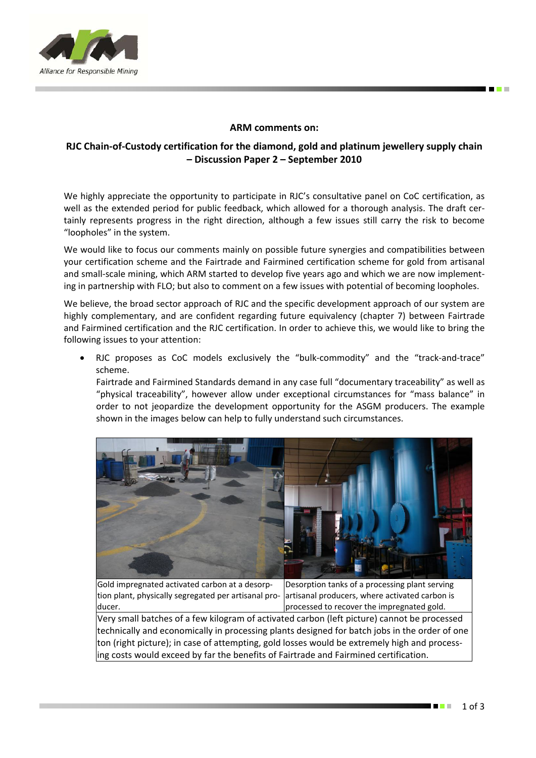**ARM comments on:**

**RJC Chain-of-Custody certification for the diamond, gold and platinum jewellery supply chain – Discussion Paper 2 – September 2010**

We highly appreciate the opportunity to participate in RJC's consultative panel on CoC certification, as well as the extended period for public feedback, which allowed for a thorough analysis. The draft certainly represents progress in the right direction, although a few issues still carry the risk to become "loopholes" in the system.

We would like to focus our comments mainly on possible future synergies and compatibilities between your certification scheme and the Fairtrade and Fairmined certification scheme for gold from artisanal and small-scale mining, which ARM started to develop five years ago and which we are now implementing in partnership with FLO; but also to comment on a few issues with potential of becoming loopholes.

We believe, the broad sector approach of RJC and the specific development approach of our system are highly complementary, and are confident regarding future equivalency (chapter 7) between Fairtrade and Fairmined certification and the RJC certification. In order to achieve this, we would like to bring the following issues to your attention:

- RJC proposes as CoC models exclusively the "bulk-commodity" and the "track-and-trace" scheme.
  Fairtrade and Fairmined Standards demand in any case full "documentary traceability" as well as "physical traceability", however allow under exceptional circumstances for "mass balance" in order to not jeopardize the development opportunity for the ASGM producers. The example shown in the images below can help to fully understand such circumstances.

| Gold impregnated activated carbon at a desorption plant, physically segregated per artisanal producer. | Desorption tanks of a processing plant serving artisanal producers, where activated carbon is processed to recover the impregnated gold. |
|---|---|

Very small batches of a few kilogram of activated carbon (left picture) cannot be processed technically and economically in processing plants designed for batch jobs in the order of one ton (right picture); in case of attempting, gold losses would be extremely high and processing costs would exceed by far the benefits of Fairtrade and Fairmined certification.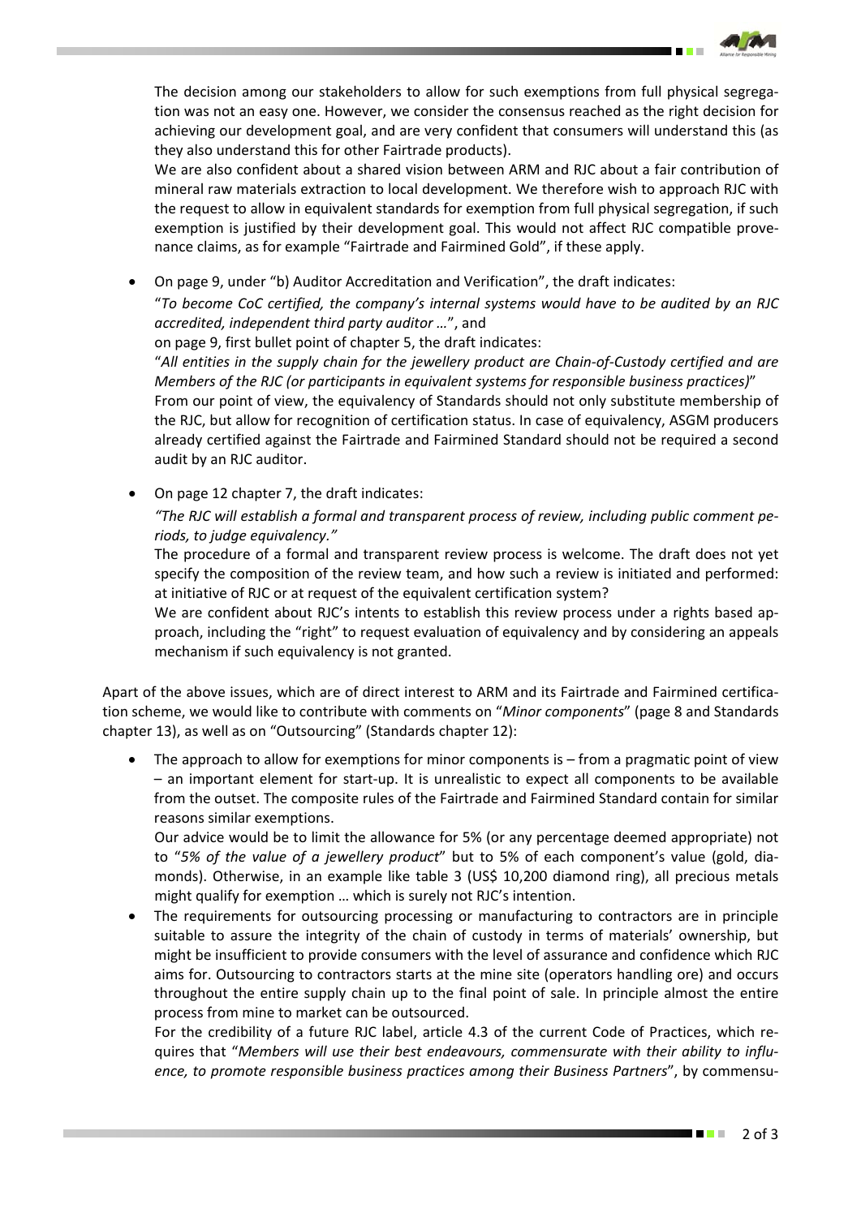The decision among our stakeholders to allow for such exemptions from full physical segregation was not an easy one. However, we consider the consensus reached as the right decision for achieving our development goal, and are very confident that consumers will understand this (as they also understand this for other Fairtrade products).

We are also confident about a shared vision between ARM and RJC about a fair contribution of mineral raw materials extraction to local development. We therefore wish to approach RJC with the request to allow in equivalent standards for exemption from full physical segregation, if such exemption is justified by their development goal. This would not affect RJC compatible provenance claims, as for example "Fairtrade and Fairmined Gold", if these apply.

- On page 9, under "b) Auditor Accreditation and Verification", the draft indicates:

  "*To become CoC certified, the company's internal systems would have to be audited by an RJC accredited, independent third party auditor …*", and

  on page 9, first bullet point of chapter 5, the draft indicates:

  "*All entities in the supply chain for the jewellery product are Chain-of-Custody certified and are Members of the RJC (or participants in equivalent systems for responsible business practices)*"

  From our point of view, the equivalency of Standards should not only substitute membership of the RJC, but allow for recognition of certification status. In case of equivalency, ASGM producers already certified against the Fairtrade and Fairmined Standard should not be required a second audit by an RJC auditor.

- On page 12 chapter 7, the draft indicates:

  *"The RJC will establish a formal and transparent process of review, including public comment periods, to judge equivalency."*

  The procedure of a formal and transparent review process is welcome. The draft does not yet specify the composition of the review team, and how such a review is initiated and performed: at initiative of RJC or at request of the equivalent certification system?

  We are confident about RJC's intents to establish this review process under a rights based approach, including the "right" to request evaluation of equivalency and by considering an appeals mechanism if such equivalency is not granted.

Apart of the above issues, which are of direct interest to ARM and its Fairtrade and Fairmined certification scheme, we would like to contribute with comments on "*Minor components*" (page 8 and Standards chapter 13), as well as on "Outsourcing" (Standards chapter 12):

- The approach to allow for exemptions for minor components is – from a pragmatic point of view – an important element for start-up. It is unrealistic to expect all components to be available from the outset. The composite rules of the Fairtrade and Fairmined Standard contain for similar reasons similar exemptions.

  Our advice would be to limit the allowance for 5% (or any percentage deemed appropriate) not to "*5% of the value of a jewellery product*" but to 5% of each component's value (gold, diamonds). Otherwise, in an example like table 3 (US$ 10,200 diamond ring), all precious metals might qualify for exemption … which is surely not RJC's intention.

- The requirements for outsourcing processing or manufacturing to contractors are in principle suitable to assure the integrity of the chain of custody in terms of materials' ownership, but might be insufficient to provide consumers with the level of assurance and confidence which RJC aims for. Outsourcing to contractors starts at the mine site (operators handling ore) and occurs throughout the entire supply chain up to the final point of sale. In principle almost the entire process from mine to market can be outsourced.

  For the credibility of a future RJC label, article 4.3 of the current Code of Practices, which requires that "*Members will use their best endeavours, commensurate with their ability to influence, to promote responsible business practices among their Business Partners*", by commensu-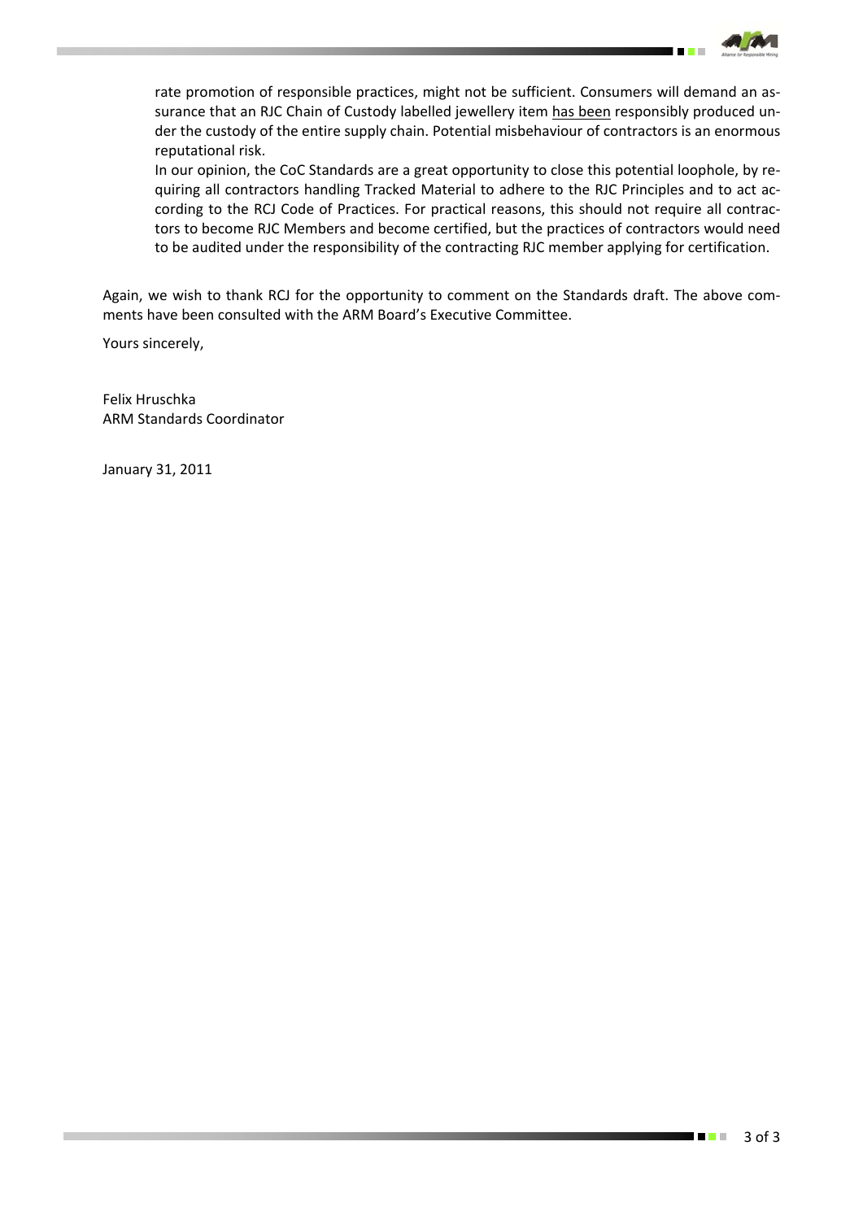rate promotion of responsible practices, might not be sufficient. Consumers will demand an assurance that an RJC Chain of Custody labelled jewellery item <u>has been</u> responsibly produced under the custody of the entire supply chain. Potential misbehaviour of contractors is an enormous reputational risk.

In our opinion, the CoC Standards are a great opportunity to close this potential loophole, by requiring all contractors handling Tracked Material to adhere to the RJC Principles and to act according to the RCJ Code of Practices. For practical reasons, this should not require all contractors to become RJC Members and become certified, but the practices of contractors would need to be audited under the responsibility of the contracting RJC member applying for certification.

Again, we wish to thank RCJ for the opportunity to comment on the Standards draft. The above comments have been consulted with the ARM Board's Executive Committee.

Yours sincerely,

Felix Hruschka
ARM Standards Coordinator

January 31, 2011